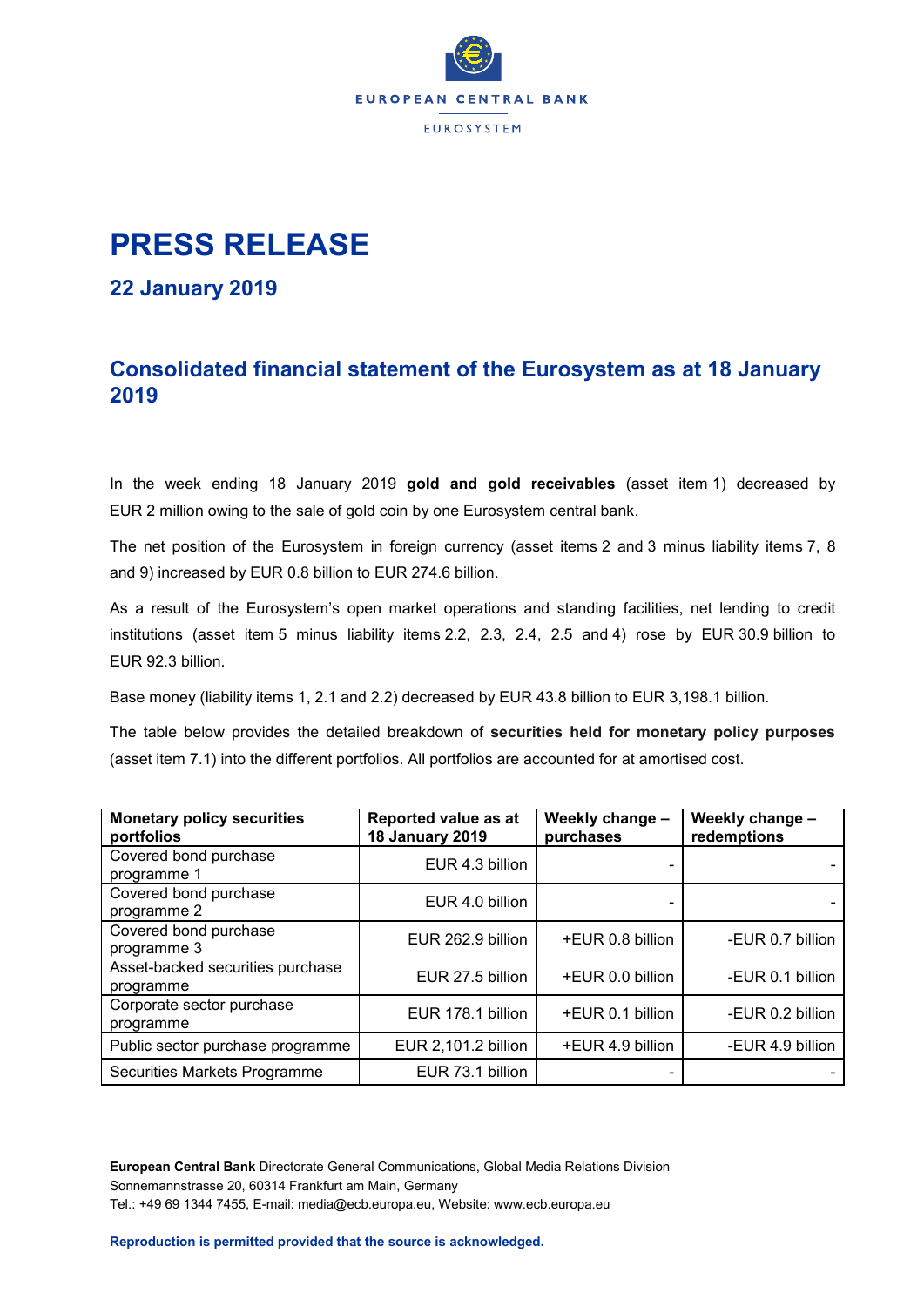EUROPEAN CENTRAL BANK

EUROSYSTEM

# PRESS RELEASE

## 22 January 2019

## Consolidated financial statement of the Eurosystem as at 18 January 2019

In the week ending 18 January 2019 **gold and gold receivables** (asset item 1) decreased by EUR 2 million owing to the sale of gold coin by one Eurosystem central bank.

The net position of the Eurosystem in foreign currency (asset items 2 and 3 minus liability items 7, 8 and 9) increased by EUR 0.8 billion to EUR 274.6 billion.

As a result of the Eurosystem's open market operations and standing facilities, net lending to credit institutions (asset item 5 minus liability items 2.2, 2.3, 2.4, 2.5 and 4) rose by EUR 30.9 billion to EUR 92.3 billion.

Base money (liability items 1, 2.1 and 2.2) decreased by EUR 43.8 billion to EUR 3,198.1 billion.

The table below provides the detailed breakdown of **securities held for monetary policy purposes** (asset item 7.1) into the different portfolios. All portfolios are accounted for at amortised cost.

| Monetary policy securities portfolios | Reported value as at 18 January 2019 | Weekly change – purchases | Weekly change – redemptions |
|---|---|---|---|
| Covered bond purchase programme 1 | EUR 4.3 billion | - | - |
| Covered bond purchase programme 2 | EUR 4.0 billion | - | - |
| Covered bond purchase programme 3 | EUR 262.9 billion | +EUR 0.8 billion | -EUR 0.7 billion |
| Asset-backed securities purchase programme | EUR 27.5 billion | +EUR 0.0 billion | -EUR 0.1 billion |
| Corporate sector purchase programme | EUR 178.1 billion | +EUR 0.1 billion | -EUR 0.2 billion |
| Public sector purchase programme | EUR 2,101.2 billion | +EUR 4.9 billion | -EUR 4.9 billion |
| Securities Markets Programme | EUR 73.1 billion | - | - |

**European Central Bank** Directorate General Communications, Global Media Relations Division
Sonnemannstrasse 20, 60314 Frankfurt am Main, Germany
Tel.: +49 69 1344 7455, E-mail: media@ecb.europa.eu, Website: www.ecb.europa.eu

**Reproduction is permitted provided that the source is acknowledged.**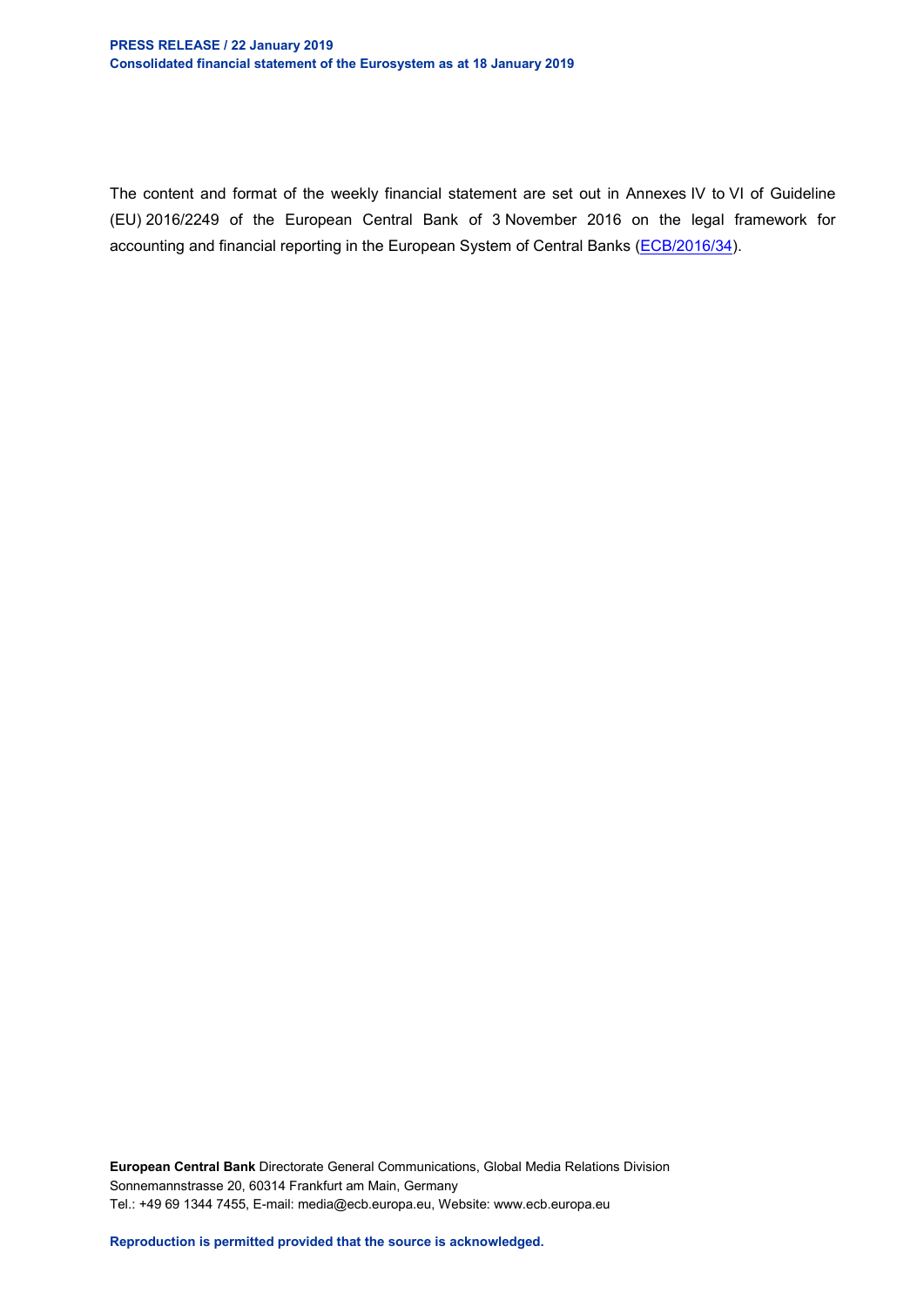The content and format of the weekly financial statement are set out in Annexes IV to VI of Guideline (EU) 2016/2249 of the European Central Bank of 3 November 2016 on the legal framework for accounting and financial reporting in the European System of Central Banks (ECB/2016/34).

**European Central Bank** Directorate General Communications, Global Media Relations Division
Sonnemannstrasse 20, 60314 Frankfurt am Main, Germany
Tel.: +49 69 1344 7455, E-mail: media@ecb.europa.eu, Website: www.ecb.europa.eu

**Reproduction is permitted provided that the source is acknowledged.**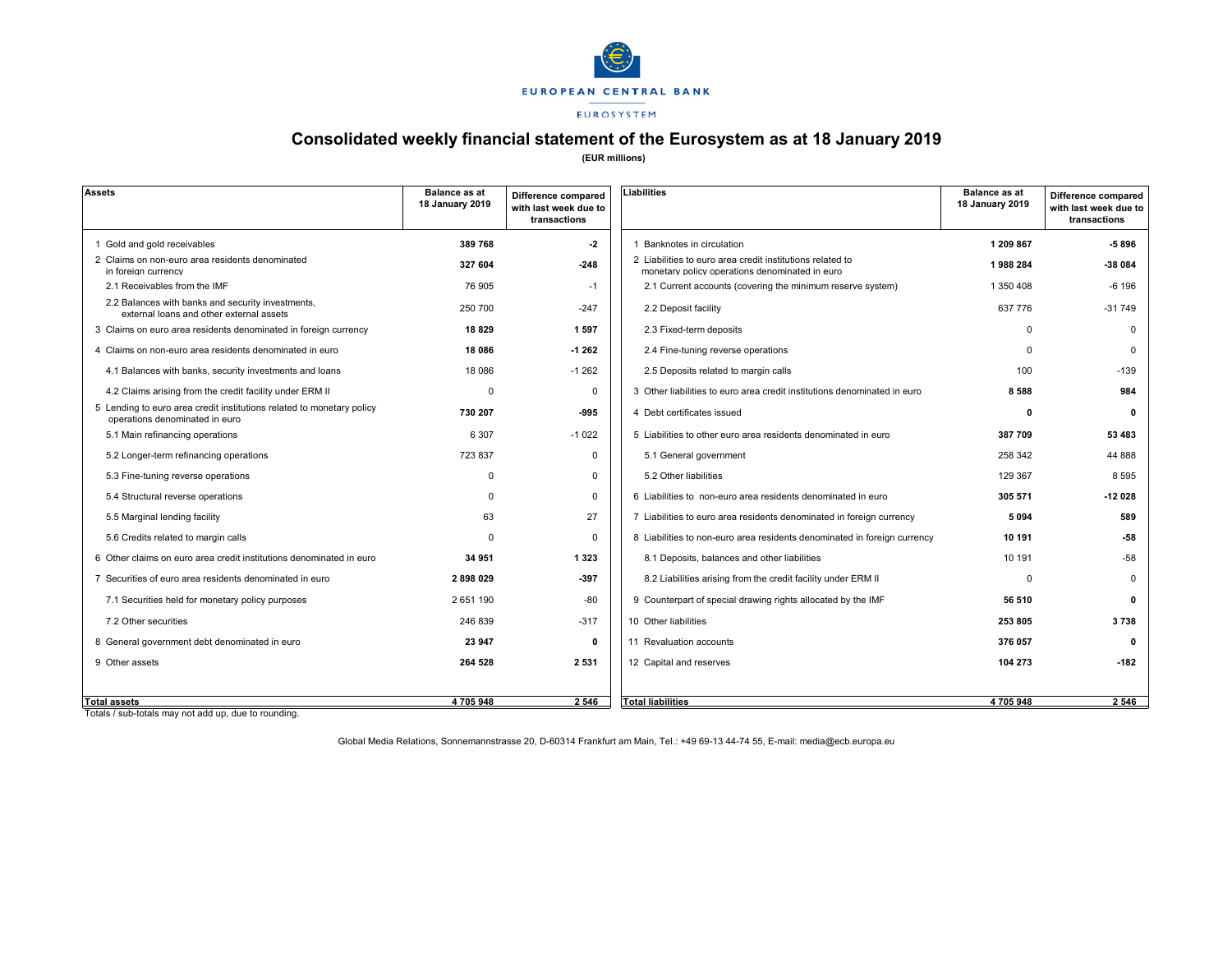EUROPEAN CENTRAL BANK

EUROSYSTEM

# Consolidated weekly financial statement of the Eurosystem as at 18 January 2019

**(EUR millions)**

| Assets | Balance as at 18 January 2019 | Difference compared with last week due to transactions | Liabilities | Balance as at 18 January 2019 | Difference compared with last week due to transactions |
|---|---|---|---|---|---|
| 1 Gold and gold receivables | **389 768** | **-2** | 1 Banknotes in circulation | **1 209 867** | **-5 896** |
| 2 Claims on non-euro area residents denominated in foreign currency | **327 604** | **-248** | 2 Liabilities to euro area credit institutions related to monetary policy operations denominated in euro | **1 988 284** | **-38 084** |
| 2.1 Receivables from the IMF | 76 905 | -1 | 2.1 Current accounts (covering the minimum reserve system) | 1 350 408 | -6 196 |
| 2.2 Balances with banks and security investments, external loans and other external assets | 250 700 | -247 | 2.2 Deposit facility | 637 776 | -31 749 |
| 3 Claims on euro area residents denominated in foreign currency | **18 829** | **1 597** | 2.3 Fixed-term deposits | 0 | 0 |
| 4 Claims on non-euro area residents denominated in euro | **18 086** | **-1 262** | 2.4 Fine-tuning reverse operations | 0 | 0 |
| 4.1 Balances with banks, security investments and loans | 18 086 | -1 262 | 2.5 Deposits related to margin calls | 100 | -139 |
| 4.2 Claims arising from the credit facility under ERM II | 0 | 0 | 3 Other liabilities to euro area credit institutions denominated in euro | **8 588** | **984** |
| 5 Lending to euro area credit institutions related to monetary policy operations denominated in euro | **730 207** | **-995** | 4 Debt certificates issued | **0** | **0** |
| 5.1 Main refinancing operations | 6 307 | -1 022 | 5 Liabilities to other euro area residents denominated in euro | **387 709** | **53 483** |
| 5.2 Longer-term refinancing operations | 723 837 | 0 | 5.1 General government | 258 342 | 44 888 |
| 5.3 Fine-tuning reverse operations | 0 | 0 | 5.2 Other liabilities | 129 367 | 8 595 |
| 5.4 Structural reverse operations | 0 | 0 | 6 Liabilities to non-euro area residents denominated in euro | **305 571** | **-12 028** |
| 5.5 Marginal lending facility | 63 | 27 | 7 Liabilities to euro area residents denominated in foreign currency | **5 094** | **589** |
| 5.6 Credits related to margin calls | 0 | 0 | 8 Liabilities to non-euro area residents denominated in foreign currency | **10 191** | **-58** |
| 6 Other claims on euro area credit institutions denominated in euro | **34 951** | **1 323** | 8.1 Deposits, balances and other liabilities | 10 191 | -58 |
| 7 Securities of euro area residents denominated in euro | **2 898 029** | **-397** | 8.2 Liabilities arising from the credit facility under ERM II | 0 | 0 |
| 7.1 Securities held for monetary policy purposes | 2 651 190 | -80 | 9 Counterpart of special drawing rights allocated by the IMF | **56 510** | **0** |
| 7.2 Other securities | 246 839 | -317 | 10 Other liabilities | **253 805** | **3 738** |
| 8 General government debt denominated in euro | **23 947** | **0** | 11 Revaluation accounts | **376 057** | **0** |
| 9 Other assets | **264 528** | **2 531** | 12 Capital and reserves | **104 273** | **-182** |
| **Total assets** | **4 705 948** | **2 546** | **Total liabilities** | **4 705 948** | **2 546** |

Totals / sub-totals may not add up, due to rounding.

Global Media Relations, Sonnemannstrasse 20, D-60314 Frankfurt am Main, Tel.: +49 69-13 44-74 55, E-mail: media@ecb.europa.eu